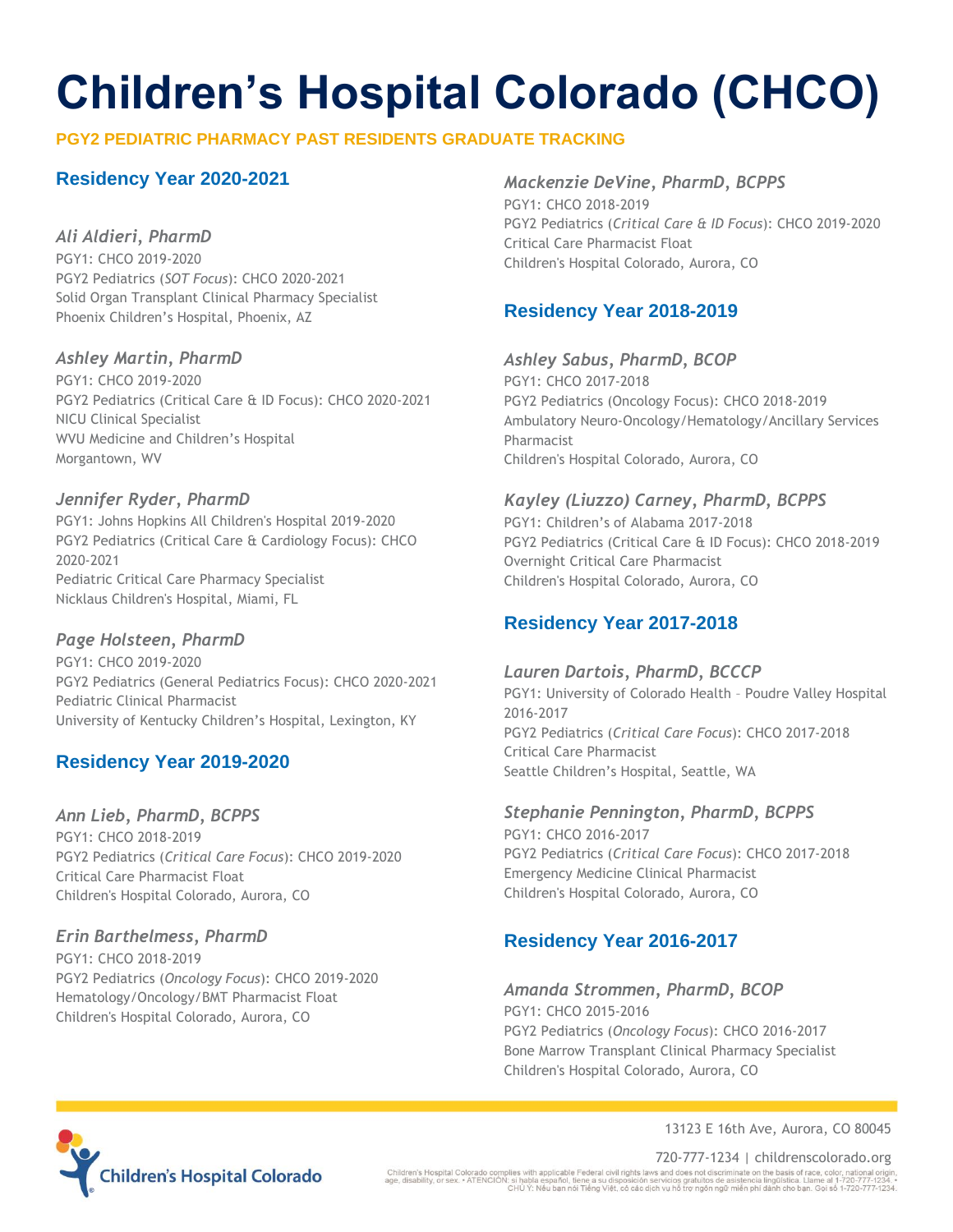# Children's Hospital Colorado (CHCO)

**PGY2 PEDIATRIC PHARMACY PAST RESIDENTS GRADUATE TRACKING**

## Residency Year 2020-2021

### *Ali Aldieri, PharmD*

PGY1: CHCO 2019-2020
PGY2 Pediatrics (*SOT Focus*): CHCO 2020-2021
Solid Organ Transplant Clinical Pharmacy Specialist
Phoenix Children's Hospital, Phoenix, AZ

### *Ashley Martin, PharmD*

PGY1: CHCO 2019-2020
PGY2 Pediatrics (Critical Care & ID Focus): CHCO 2020-2021
NICU Clinical Specialist
WVU Medicine and Children's Hospital
Morgantown, WV

### *Jennifer Ryder, PharmD*

PGY1: Johns Hopkins All Children's Hospital 2019-2020
PGY2 Pediatrics (Critical Care & Cardiology Focus): CHCO 2020-2021
Pediatric Critical Care Pharmacy Specialist
Nicklaus Children's Hospital, Miami, FL

### *Page Holsteen, PharmD*

PGY1: CHCO 2019-2020
PGY2 Pediatrics (General Pediatrics Focus): CHCO 2020-2021
Pediatric Clinical Pharmacist
University of Kentucky Children's Hospital, Lexington, KY

## Residency Year 2019-2020

### *Ann Lieb, PharmD, BCPPS*

PGY1: CHCO 2018-2019
PGY2 Pediatrics (*Critical Care Focus*): CHCO 2019-2020
Critical Care Pharmacist Float
Children's Hospital Colorado, Aurora, CO

### *Erin Barthelmess, PharmD*

PGY1: CHCO 2018-2019
PGY2 Pediatrics (*Oncology Focus*): CHCO 2019-2020
Hematology/Oncology/BMT Pharmacist Float
Children's Hospital Colorado, Aurora, CO

### *Mackenzie DeVine, PharmD, BCPPS*

PGY1: CHCO 2018-2019
PGY2 Pediatrics (*Critical Care & ID Focus*): CHCO 2019-2020
Critical Care Pharmacist Float
Children's Hospital Colorado, Aurora, CO

## Residency Year 2018-2019

### *Ashley Sabus, PharmD, BCOP*

PGY1: CHCO 2017-2018
PGY2 Pediatrics (Oncology Focus): CHCO 2018-2019
Ambulatory Neuro-Oncology/Hematology/Ancillary Services Pharmacist
Children's Hospital Colorado, Aurora, CO

### *Kayley (Liuzzo) Carney, PharmD, BCPPS*

PGY1: Children's of Alabama 2017-2018
PGY2 Pediatrics (Critical Care & ID Focus): CHCO 2018-2019
Overnight Critical Care Pharmacist
Children's Hospital Colorado, Aurora, CO

## Residency Year 2017-2018

### *Lauren Dartois, PharmD, BCCCP*

PGY1: University of Colorado Health – Poudre Valley Hospital 2016-2017
PGY2 Pediatrics (*Critical Care Focus*): CHCO 2017-2018
Critical Care Pharmacist
Seattle Children's Hospital, Seattle, WA

### *Stephanie Pennington, PharmD, BCPPS*

PGY1: CHCO 2016-2017
PGY2 Pediatrics (*Critical Care Focus*): CHCO 2017-2018
Emergency Medicine Clinical Pharmacist
Children's Hospital Colorado, Aurora, CO

## Residency Year 2016-2017

### *Amanda Strommen, PharmD, BCOP*

PGY1: CHCO 2015-2016
PGY2 Pediatrics (*Oncology Focus*): CHCO 2016-2017
Bone Marrow Transplant Clinical Pharmacy Specialist
Children's Hospital Colorado, Aurora, CO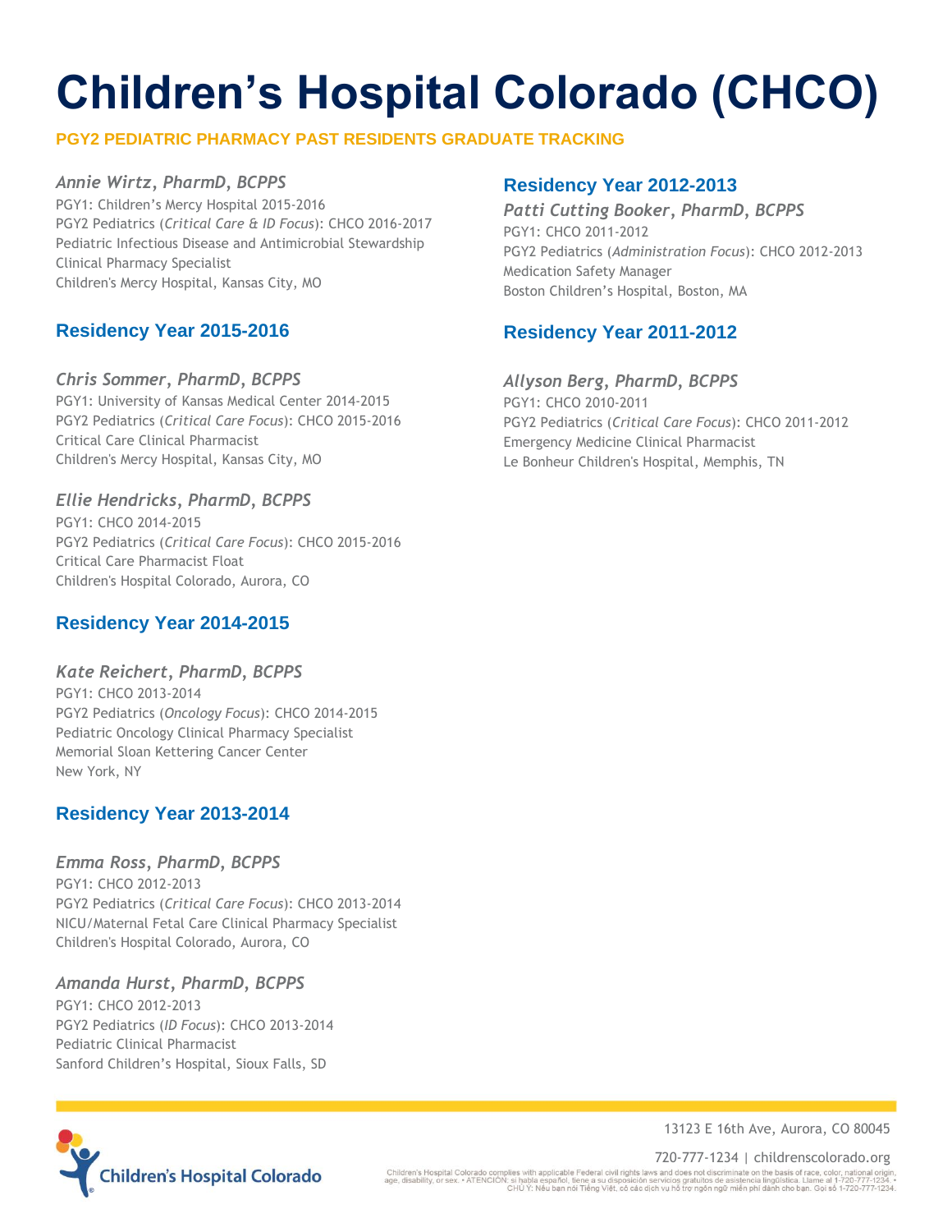# Children's Hospital Colorado (CHCO)

**PGY2 PEDIATRIC PHARMACY PAST RESIDENTS GRADUATE TRACKING**

***Annie Wirtz, PharmD, BCPPS***
PGY1: Children's Mercy Hospital 2015-2016
PGY2 Pediatrics (*Critical Care & ID Focus*): CHCO 2016-2017
Pediatric Infectious Disease and Antimicrobial Stewardship Clinical Pharmacy Specialist
Children's Mercy Hospital, Kansas City, MO

## Residency Year 2015-2016

***Chris Sommer, PharmD, BCPPS***
PGY1: University of Kansas Medical Center 2014-2015
PGY2 Pediatrics (*Critical Care Focus*): CHCO 2015-2016
Critical Care Clinical Pharmacist
Children's Mercy Hospital, Kansas City, MO

***Ellie Hendricks, PharmD, BCPPS***
PGY1: CHCO 2014-2015
PGY2 Pediatrics (*Critical Care Focus*): CHCO 2015-2016
Critical Care Pharmacist Float
Children's Hospital Colorado, Aurora, CO

## Residency Year 2014-2015

***Kate Reichert, PharmD, BCPPS***
PGY1: CHCO 2013-2014
PGY2 Pediatrics (*Oncology Focus*): CHCO 2014-2015
Pediatric Oncology Clinical Pharmacy Specialist
Memorial Sloan Kettering Cancer Center
New York, NY

## Residency Year 2013-2014

***Emma Ross, PharmD, BCPPS***
PGY1: CHCO 2012-2013
PGY2 Pediatrics (*Critical Care Focus*): CHCO 2013-2014
NICU/Maternal Fetal Care Clinical Pharmacy Specialist
Children's Hospital Colorado, Aurora, CO

***Amanda Hurst, PharmD, BCPPS***
PGY1: CHCO 2012-2013
PGY2 Pediatrics (*ID Focus*): CHCO 2013-2014
Pediatric Clinical Pharmacist
Sanford Children's Hospital, Sioux Falls, SD

## Residency Year 2012-2013

***Patti Cutting Booker, PharmD, BCPPS***
PGY1: CHCO 2011-2012
PGY2 Pediatrics (*Administration Focus*): CHCO 2012-2013
Medication Safety Manager
Boston Children's Hospital, Boston, MA

## Residency Year 2011-2012

***Allyson Berg, PharmD, BCPPS***
PGY1: CHCO 2010-2011
PGY2 Pediatrics (*Critical Care Focus*): CHCO 2011-2012
Emergency Medicine Clinical Pharmacist
Le Bonheur Children's Hospital, Memphis, TN

Children's Hospital Colorado

13123 E 16th Ave, Aurora, CO 80045

720-777-1234 | childrenscolorado.org

Children's Hospital Colorado complies with applicable Federal civil rights laws and does not discriminate on the basis of race, color, national origin, age, disability, or sex. • ATENCIÓN: si habla español, tiene a su disposición servicios gratuitos de asistencia lingüística. Llame al 1-720-777-1234. • CHÚ Ý: Nếu bạn nói Tiếng Việt, có các dịch vụ hỗ trợ ngôn ngữ miễn phí dành cho bạn. Gọi số 1-720-777-1234.